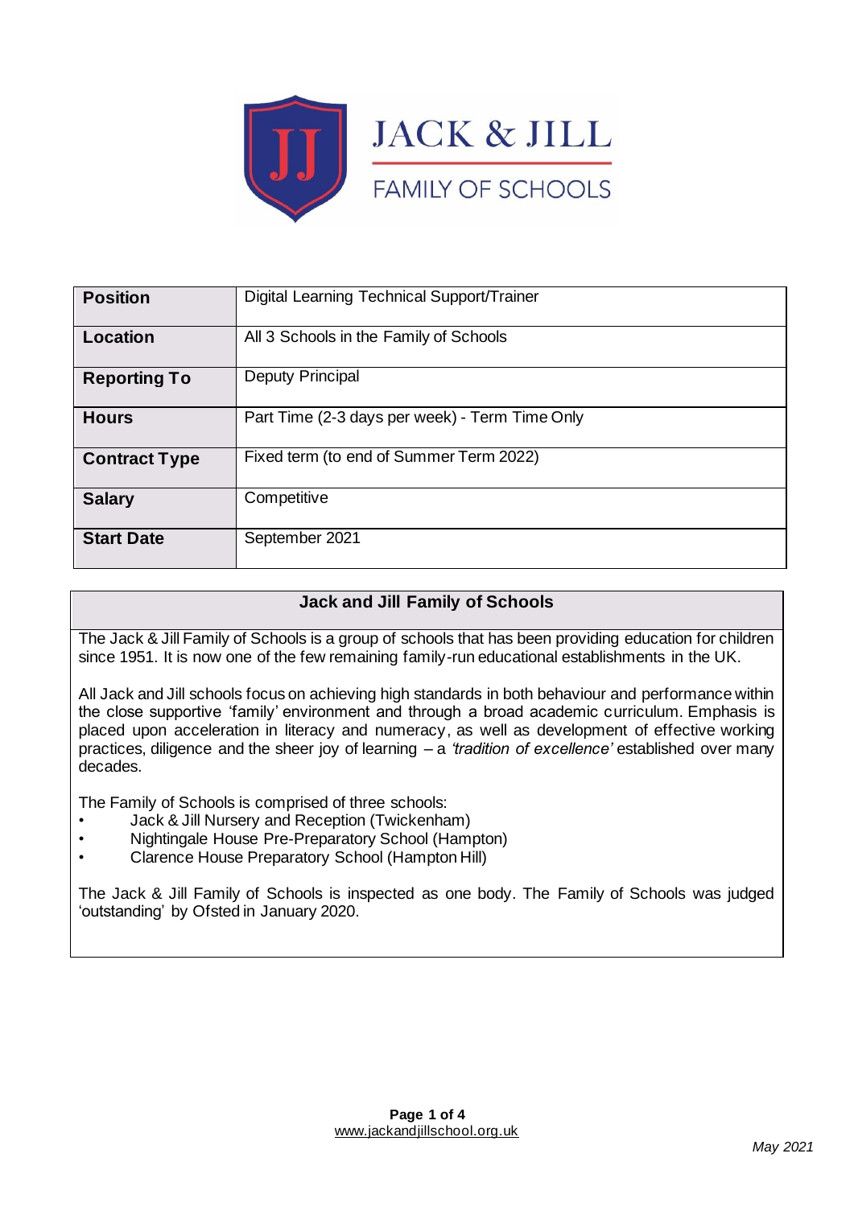# JACK & JILL

## FAMILY OF SCHOOLS

| | |
|---|---|
| **Position** | Digital Learning Technical Support/Trainer |
| **Location** | All 3 Schools in the Family of Schools |
| **Reporting To** | Deputy Principal |
| **Hours** | Part Time (2-3 days per week) - Term Time Only |
| **Contract Type** | Fixed term (to end of Summer Term 2022) |
| **Salary** | Competitive |
| **Start Date** | September 2021 |

### Jack and Jill Family of Schools

The Jack & Jill Family of Schools is a group of schools that has been providing education for children since 1951. It is now one of the few remaining family-run educational establishments in the UK.

All Jack and Jill schools focus on achieving high standards in both behaviour and performance within the close supportive 'family' environment and through a broad academic curriculum. Emphasis is placed upon acceleration in literacy and numeracy, as well as development of effective working practices, diligence and the sheer joy of learning – a *'tradition of excellence'* established over many decades.

The Family of Schools is comprised of three schools:

- Jack & Jill Nursery and Reception (Twickenham)
- Nightingale House Pre-Preparatory School (Hampton)
- Clarence House Preparatory School (Hampton Hill)

The Jack & Jill Family of Schools is inspected as one body. The Family of Schools was judged 'outstanding' by Ofsted in January 2020.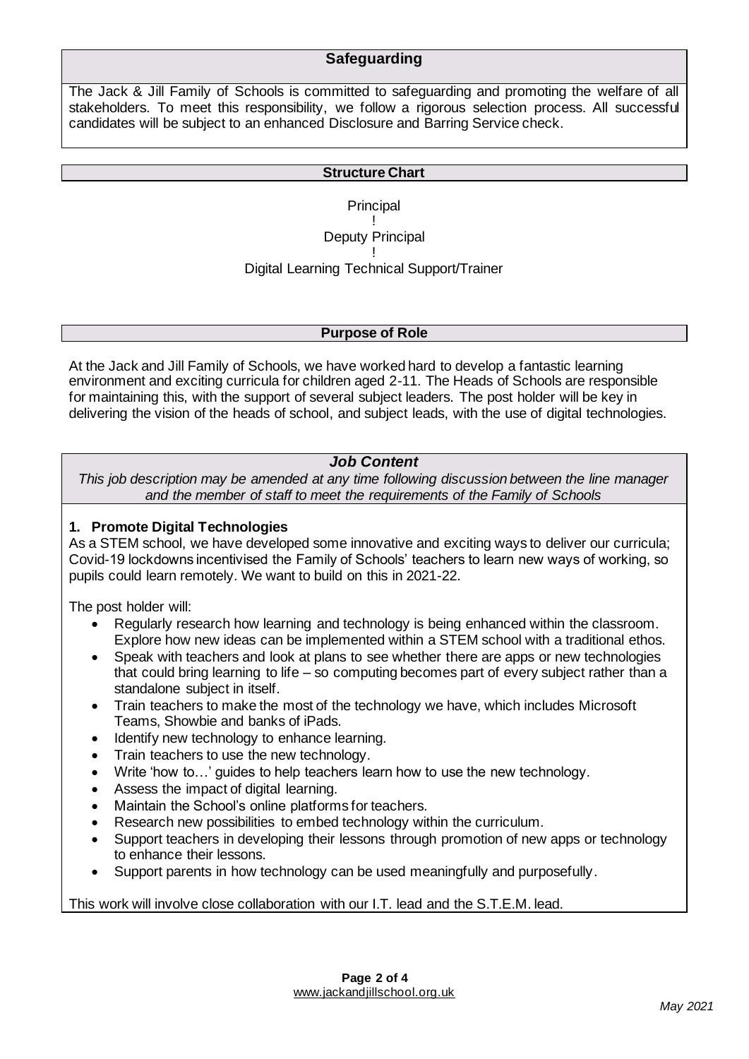## Safeguarding

The Jack & Jill Family of Schools is committed to safeguarding and promoting the welfare of all stakeholders. To meet this responsibility, we follow a rigorous selection process. All successful candidates will be subject to an enhanced Disclosure and Barring Service check.

## Structure Chart

Principal

!

Deputy Principal

!

Digital Learning Technical Support/Trainer

## Purpose of Role

At the Jack and Jill Family of Schools, we have worked hard to develop a fantastic learning environment and exciting curricula for children aged 2-11. The Heads of Schools are responsible for maintaining this, with the support of several subject leaders. The post holder will be key in delivering the vision of the heads of school, and subject leads, with the use of digital technologies.

## *Job Content*

*This job description may be amended at any time following discussion between the line manager and the member of staff to meet the requirements of the Family of Schools*

### 1. Promote Digital Technologies

As a STEM school, we have developed some innovative and exciting ways to deliver our curricula; Covid-19 lockdowns incentivised the Family of Schools' teachers to learn new ways of working, so pupils could learn remotely. We want to build on this in 2021-22.

The post holder will:

- Regularly research how learning and technology is being enhanced within the classroom. Explore how new ideas can be implemented within a STEM school with a traditional ethos.
- Speak with teachers and look at plans to see whether there are apps or new technologies that could bring learning to life – so computing becomes part of every subject rather than a standalone subject in itself.
- Train teachers to make the most of the technology we have, which includes Microsoft Teams, Showbie and banks of iPads.
- Identify new technology to enhance learning.
- Train teachers to use the new technology.
- Write 'how to…' guides to help teachers learn how to use the new technology.
- Assess the impact of digital learning.
- Maintain the School's online platforms for teachers.
- Research new possibilities to embed technology within the curriculum.
- Support teachers in developing their lessons through promotion of new apps or technology to enhance their lessons.
- Support parents in how technology can be used meaningfully and purposefully.

This work will involve close collaboration with our I.T. lead and the S.T.E.M. lead.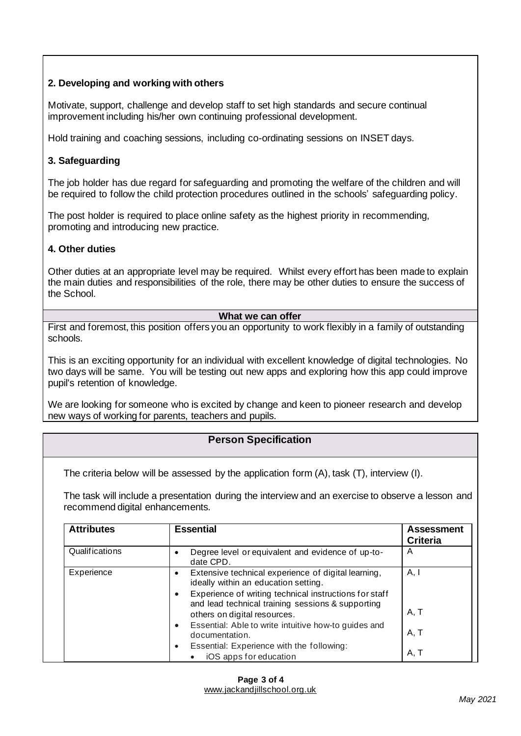### 2. Developing and working with others

Motivate, support, challenge and develop staff to set high standards and secure continual improvement including his/her own continuing professional development.

Hold training and coaching sessions, including co-ordinating sessions on INSET days.

### 3. Safeguarding

The job holder has due regard for safeguarding and promoting the welfare of the children and will be required to follow the child protection procedures outlined in the schools' safeguarding policy.

The post holder is required to place online safety as the highest priority in recommending, promoting and introducing new practice.

### 4. Other duties

Other duties at an appropriate level may be required. Whilst every effort has been made to explain the main duties and responsibilities of the role, there may be other duties to ensure the success of the School.

## What we can offer

First and foremost, this position offers you an opportunity to work flexibly in a family of outstanding schools.

This is an exciting opportunity for an individual with excellent knowledge of digital technologies. No two days will be same. You will be testing out new apps and exploring how this app could improve pupil's retention of knowledge.

We are looking for someone who is excited by change and keen to pioneer research and develop new ways of working for parents, teachers and pupils.

## Person Specification

The criteria below will be assessed by the application form (A), task (T), interview (I).

The task will include a presentation during the interview and an exercise to observe a lesson and recommend digital enhancements.

| Attributes | Essential | Assessment Criteria |
|---|---|---|
| Qualifications | • Degree level or equivalent and evidence of up-to-date CPD. | A |
| Experience | • Extensive technical experience of digital learning, ideally within an education setting. | A, I |
| | • Experience of writing technical instructions for staff and lead technical training sessions & supporting others on digital resources. | A, T |
| | • Essential: Able to write intuitive how-to guides and documentation. | A, T |
| | • Essential: Experience with the following:<br>◦ iOS apps for education | A, T |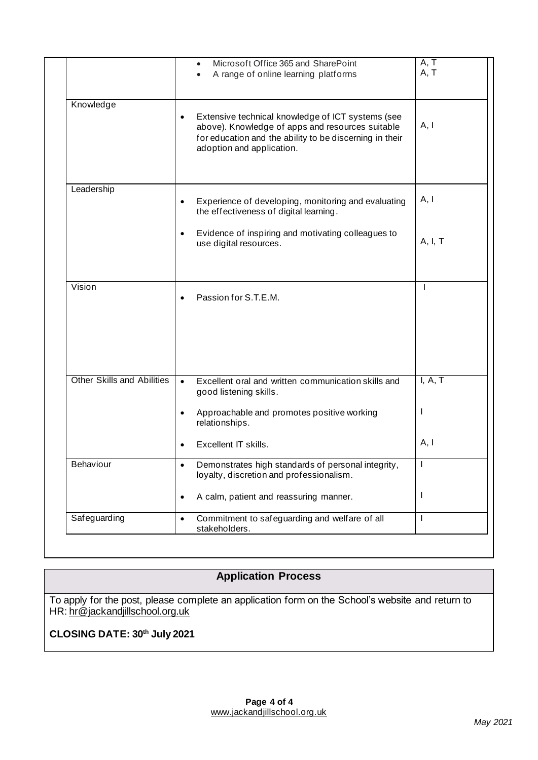| | | |
|---|---|---|
| | • Microsoft Office 365 and SharePoint<br>• A range of online learning platforms | A, T<br>A, T |
| Knowledge | • Extensive technical knowledge of ICT systems (see above). Knowledge of apps and resources suitable for education and the ability to be discerning in their adoption and application. | A, I |
| Leadership | • Experience of developing, monitoring and evaluating the effectiveness of digital learning.<br>• Evidence of inspiring and motivating colleagues to use digital resources. | A, I<br>A, I, T |
| Vision | • Passion for S.T.E.M. | I |
| Other Skills and Abilities | • Excellent oral and written communication skills and good listening skills.<br>• Approachable and promotes positive working relationships.<br>• Excellent IT skills. | I, A, T<br>I<br>A, I |
| Behaviour | • Demonstrates high standards of personal integrity, loyalty, discretion and professionalism.<br>• A calm, patient and reassuring manner. | I<br>I |
| Safeguarding | • Commitment to safeguarding and welfare of all stakeholders. | I |

## Application Process

To apply for the post, please complete an application form on the School's website and return to HR: hr@jackandjillschool.org.uk

**CLOSING DATE: 30th July 2021**

www.jackandjillschool.org.uk

*May 2021*